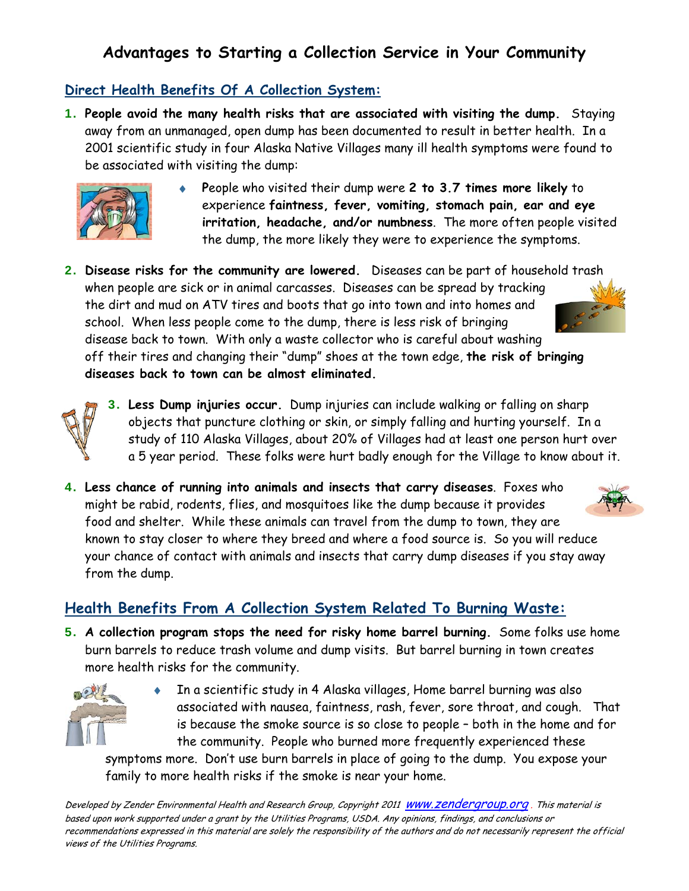# Advantages to Starting a Collection Service in Your Community

## Direct Health Benefits Of A Collection System:

1. **People avoid the many health risks that are associated with visiting the dump.** Staying away from an unmanaged, open dump has been documented to result in better health. In a 2001 scientific study in four Alaska Native Villages many ill health symptoms were found to be associated with visiting the dump:
   - People who visited their dump were **2 to 3.7 times more likely** to experience **faintness, fever, vomiting, stomach pain, ear and eye irritation, headache, and/or numbness**. The more often people visited the dump, the more likely they were to experience the symptoms.

2. **Disease risks for the community are lowered.** Diseases can be part of household trash when people are sick or in animal carcasses. Diseases can be spread by tracking the dirt and mud on ATV tires and boots that go into town and into homes and school. When less people come to the dump, there is less risk of bringing disease back to town. With only a waste collector who is careful about washing off their tires and changing their "dump" shoes at the town edge, **the risk of bringing diseases back to town can be almost eliminated.**

3. **Less Dump injuries occur.** Dump injuries can include walking or falling on sharp objects that puncture clothing or skin, or simply falling and hurting yourself. In a study of 110 Alaska Villages, about 20% of Villages had at least one person hurt over a 5 year period. These folks were hurt badly enough for the Village to know about it.

4. **Less chance of running into animals and insects that carry diseases**. Foxes who might be rabid, rodents, flies, and mosquitoes like the dump because it provides food and shelter. While these animals can travel from the dump to town, they are known to stay closer to where they breed and where a food source is. So you will reduce your chance of contact with animals and insects that carry dump diseases if you stay away from the dump.

## Health Benefits From A Collection System Related To Burning Waste:

5. **A collection program stops the need for risky home barrel burning.** Some folks use home burn barrels to reduce trash volume and dump visits. But barrel burning in town creates more health risks for the community.
   - In a scientific study in 4 Alaska villages, Home barrel burning was also associated with nausea, faintness, rash, fever, sore throat, and cough. That is because the smoke source is so close to people – both in the home and for the community. People who burned more frequently experienced these symptoms more. Don't use burn barrels in place of going to the dump. You expose your family to more health risks if the smoke is near your home.

*Developed by Zender Environmental Health and Research Group, Copyright 2011 www.zendergroup.org. This material is based upon work supported under a grant by the Utilities Programs, USDA. Any opinions, findings, and conclusions or recommendations expressed in this material are solely the responsibility of the authors and do not necessarily represent the official views of the Utilities Programs.*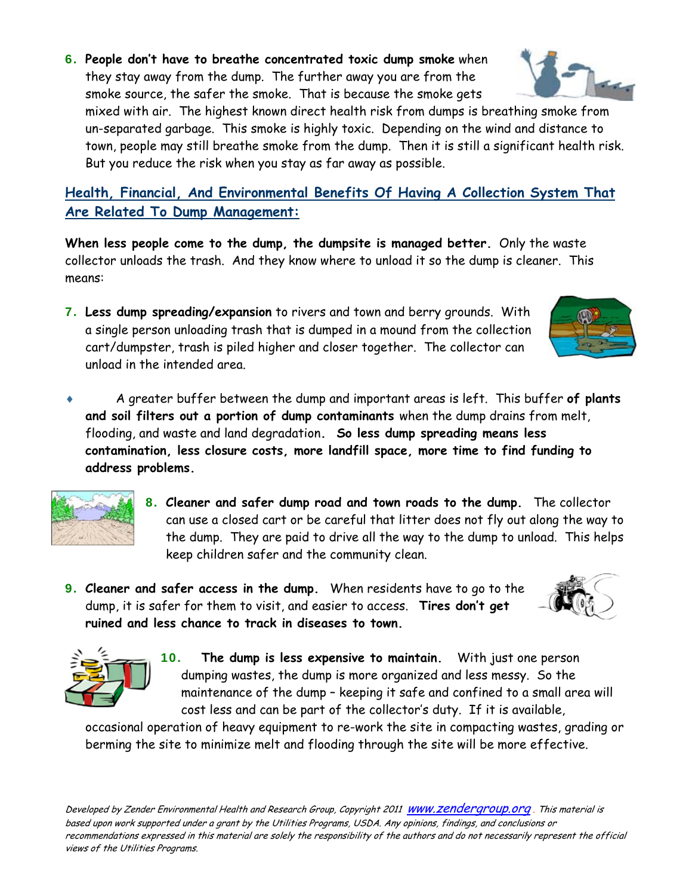6. **People don't have to breathe concentrated toxic dump smoke** when they stay away from the dump. The further away you are from the smoke source, the safer the smoke. That is because the smoke gets mixed with air. The highest known direct health risk from dumps is breathing smoke from un-separated garbage. This smoke is highly toxic. Depending on the wind and distance to town, people may still breathe smoke from the dump. Then it is still a significant health risk. But you reduce the risk when you stay as far away as possible.

## Health, Financial, And Environmental Benefits Of Having A Collection System That Are Related To Dump Management:

**When less people come to the dump, the dumpsite is managed better.** Only the waste collector unloads the trash. And they know where to unload it so the dump is cleaner. This means:

7. **Less dump spreading/expansion** to rivers and town and berry grounds. With a single person unloading trash that is dumped in a mound from the collection cart/dumpster, trash is piled higher and closer together. The collector can unload in the intended area.

- A greater buffer between the dump and important areas is left. This buffer **of plants and soil filters out a portion of dump contaminants** when the dump drains from melt, flooding, and waste and land degradation. **So less dump spreading means less contamination, less closure costs, more landfill space, more time to find funding to address problems.**

8. **Cleaner and safer dump road and town roads to the dump.** The collector can use a closed cart or be careful that litter does not fly out along the way to the dump. They are paid to drive all the way to the dump to unload. This helps keep children safer and the community clean.

9. **Cleaner and safer access in the dump.** When residents have to go to the dump, it is safer for them to visit, and easier to access. **Tires don't get ruined and less chance to track in diseases to town.**

10. **The dump is less expensive to maintain.** With just one person dumping wastes, the dump is more organized and less messy. So the maintenance of the dump – keeping it safe and confined to a small area will cost less and can be part of the collector's duty. If it is available, occasional operation of heavy equipment to re-work the site in compacting wastes, grading or berming the site to minimize melt and flooding through the site will be more effective.

*Developed by Zender Environmental Health and Research Group, Copyright 2011 www.zendergroup.org. This material is based upon work supported under a grant by the Utilities Programs, USDA. Any opinions, findings, and conclusions or recommendations expressed in this material are solely the responsibility of the authors and do not necessarily represent the official views of the Utilities Programs.*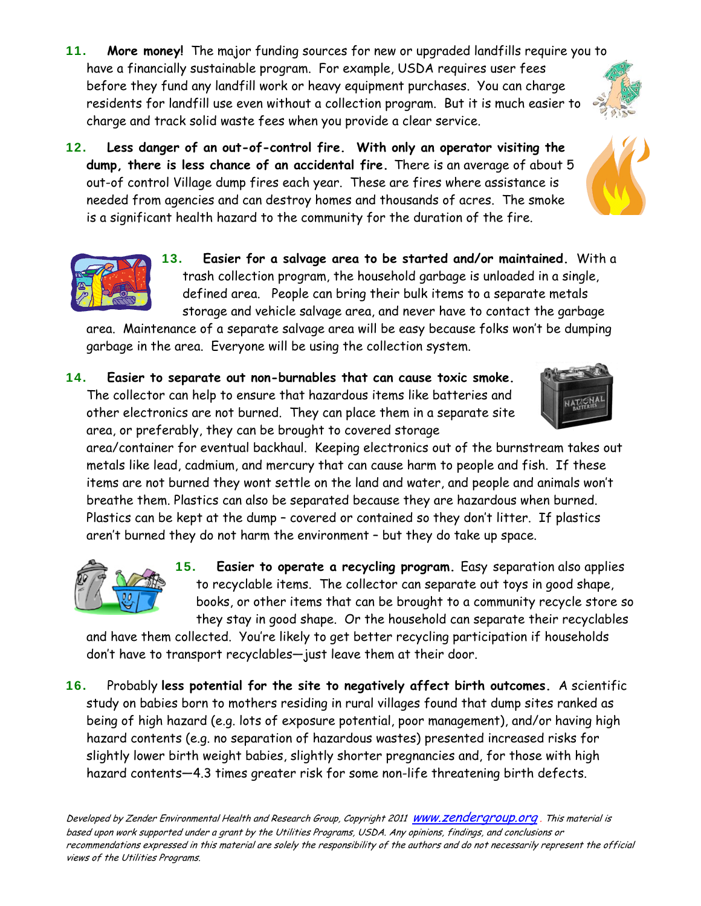11. **More money!** The major funding sources for new or upgraded landfills require you to have a financially sustainable program. For example, USDA requires user fees before they fund any landfill work or heavy equipment purchases. You can charge residents for landfill use even without a collection program. But it is much easier to charge and track solid waste fees when you provide a clear service.

12. **Less danger of an out-of-control fire. With only an operator visiting the dump, there is less chance of an accidental fire.** There is an average of about 5 out-of control Village dump fires each year. These are fires where assistance is needed from agencies and can destroy homes and thousands of acres. The smoke is a significant health hazard to the community for the duration of the fire.

13. **Easier for a salvage area to be started and/or maintained.** With a trash collection program, the household garbage is unloaded in a single, defined area. People can bring their bulk items to a separate metals storage and vehicle salvage area, and never have to contact the garbage area. Maintenance of a separate salvage area will be easy because folks won't be dumping garbage in the area. Everyone will be using the collection system.

14. **Easier to separate out non-burnables that can cause toxic smoke.** The collector can help to ensure that hazardous items like batteries and other electronics are not burned. They can place them in a separate site area, or preferably, they can be brought to covered storage area/container for eventual backhaul. Keeping electronics out of the burnstream takes out metals like lead, cadmium, and mercury that can cause harm to people and fish. If these items are not burned they wont settle on the land and water, and people and animals won't breathe them. Plastics can also be separated because they are hazardous when burned. Plastics can be kept at the dump – covered or contained so they don't litter. If plastics aren't burned they do not harm the environment – but they do take up space.

15. **Easier to operate a recycling program.** Easy separation also applies to recyclable items. The collector can separate out toys in good shape, books, or other items that can be brought to a community recycle store so they stay in good shape. Or the household can separate their recyclables and have them collected. You're likely to get better recycling participation if households don't have to transport recyclables—just leave them at their door.

16. Probably **less potential for the site to negatively affect birth outcomes.** A scientific study on babies born to mothers residing in rural villages found that dump sites ranked as being of high hazard (e.g. lots of exposure potential, poor management), and/or having high hazard contents (e.g. no separation of hazardous wastes) presented increased risks for slightly lower birth weight babies, slightly shorter pregnancies and, for those with high hazard contents—4.3 times greater risk for some non-life threatening birth defects.

*Developed by Zender Environmental Health and Research Group, Copyright 2011 www.zendergroup.org. This material is based upon work supported under a grant by the Utilities Programs, USDA. Any opinions, findings, and conclusions or recommendations expressed in this material are solely the responsibility of the authors and do not necessarily represent the official views of the Utilities Programs.*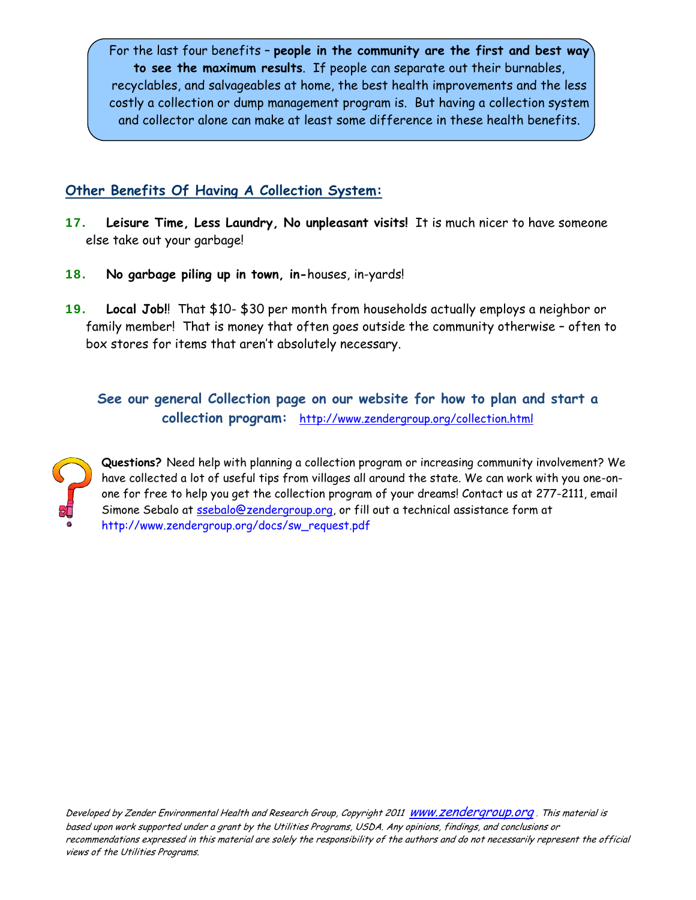For the last four benefits – **people in the community are the first and best way to see the maximum results**. If people can separate out their burnables, recyclables, and salvageables at home, the best health improvements and the less costly a collection or dump management program is. But having a collection system and collector alone can make at least some difference in these health benefits.

## Other Benefits Of Having A Collection System:

**17. Leisure Time, Less Laundry, No unpleasant visits!** It is much nicer to have someone else take out your garbage!

**18. No garbage piling up in town, in-**houses, in-yards!

**19. Local Job!**! That $10- $30 per month from households actually employs a neighbor or family member! That is money that often goes outside the community otherwise – often to box stores for items that aren't absolutely necessary.

**See our general Collection page on our website for how to plan and start a collection program:** http://www.zendergroup.org/collection.html

**Questions?** Need help with planning a collection program or increasing community involvement? We have collected a lot of useful tips from villages all around the state. We can work with you one-on-one for free to help you get the collection program of your dreams! Contact us at 277-2111, email Simone Sebalo at ssebalo@zendergroup.org, or fill out a technical assistance form at http://www.zendergroup.org/docs/sw_request.pdf

*Developed by Zender Environmental Health and Research Group, Copyright 2011 www.zendergroup.org. This material is based upon work supported under a grant by the Utilities Programs, USDA. Any opinions, findings, and conclusions or recommendations expressed in this material are solely the responsibility of the authors and do not necessarily represent the official views of the Utilities Programs.*